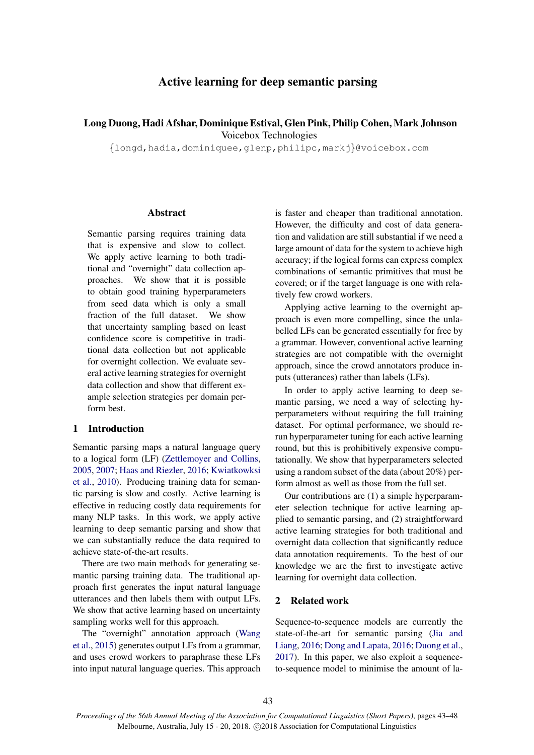# Active learning for deep semantic parsing

**Long Duong, Hadi Afshar, Dominique Estival, Glen Pink, Philip Cohen, Mark Johnson**
Voicebox Technologies
{longd,hadia,dominiquee,glenp,philipc,markj}@voicebox.com

## Abstract

Semantic parsing requires training data that is expensive and slow to collect. We apply active learning to both traditional and "overnight" data collection approaches. We show that it is possible to obtain good training hyperparameters from seed data which is only a small fraction of the full dataset. We show that uncertainty sampling based on least confidence score is competitive in traditional data collection but not applicable for overnight collection. We evaluate several active learning strategies for overnight data collection and show that different example selection strategies per domain perform best.

## 1 Introduction

Semantic parsing maps a natural language query to a logical form (LF) (Zettlemoyer and Collins, 2005, 2007; Haas and Riezler, 2016; Kwiatkowksi et al., 2010). Producing training data for semantic parsing is slow and costly. Active learning is effective in reducing costly data requirements for many NLP tasks. In this work, we apply active learning to deep semantic parsing and show that we can substantially reduce the data required to achieve state-of-the-art results.

There are two main methods for generating semantic parsing training data. The traditional approach first generates the input natural language utterances and then labels them with output LFs. We show that active learning based on uncertainty sampling works well for this approach.

The "overnight" annotation approach (Wang et al., 2015) generates output LFs from a grammar, and uses crowd workers to paraphrase these LFs into input natural language queries. This approach is faster and cheaper than traditional annotation. However, the difficulty and cost of data generation and validation are still substantial if we need a large amount of data for the system to achieve high accuracy; if the logical forms can express complex combinations of semantic primitives that must be covered; or if the target language is one with relatively few crowd workers.

Applying active learning to the overnight approach is even more compelling, since the unlabelled LFs can be generated essentially for free by a grammar. However, conventional active learning strategies are not compatible with the overnight approach, since the crowd annotators produce inputs (utterances) rather than labels (LFs).

In order to apply active learning to deep semantic parsing, we need a way of selecting hyperparameters without requiring the full training dataset. For optimal performance, we should rerun hyperparameter tuning for each active learning round, but this is prohibitively expensive computationally. We show that hyperparameters selected using a random subset of the data (about 20%) perform almost as well as those from the full set.

Our contributions are (1) a simple hyperparameter selection technique for active learning applied to semantic parsing, and (2) straightforward active learning strategies for both traditional and overnight data collection that significantly reduce data annotation requirements. To the best of our knowledge we are the first to investigate active learning for overnight data collection.

## 2 Related work

Sequence-to-sequence models are currently the state-of-the-art for semantic parsing (Jia and Liang, 2016; Dong and Lapata, 2016; Duong et al., 2017). In this paper, we also exploit a sequence-to-sequence model to minimise the amount of la-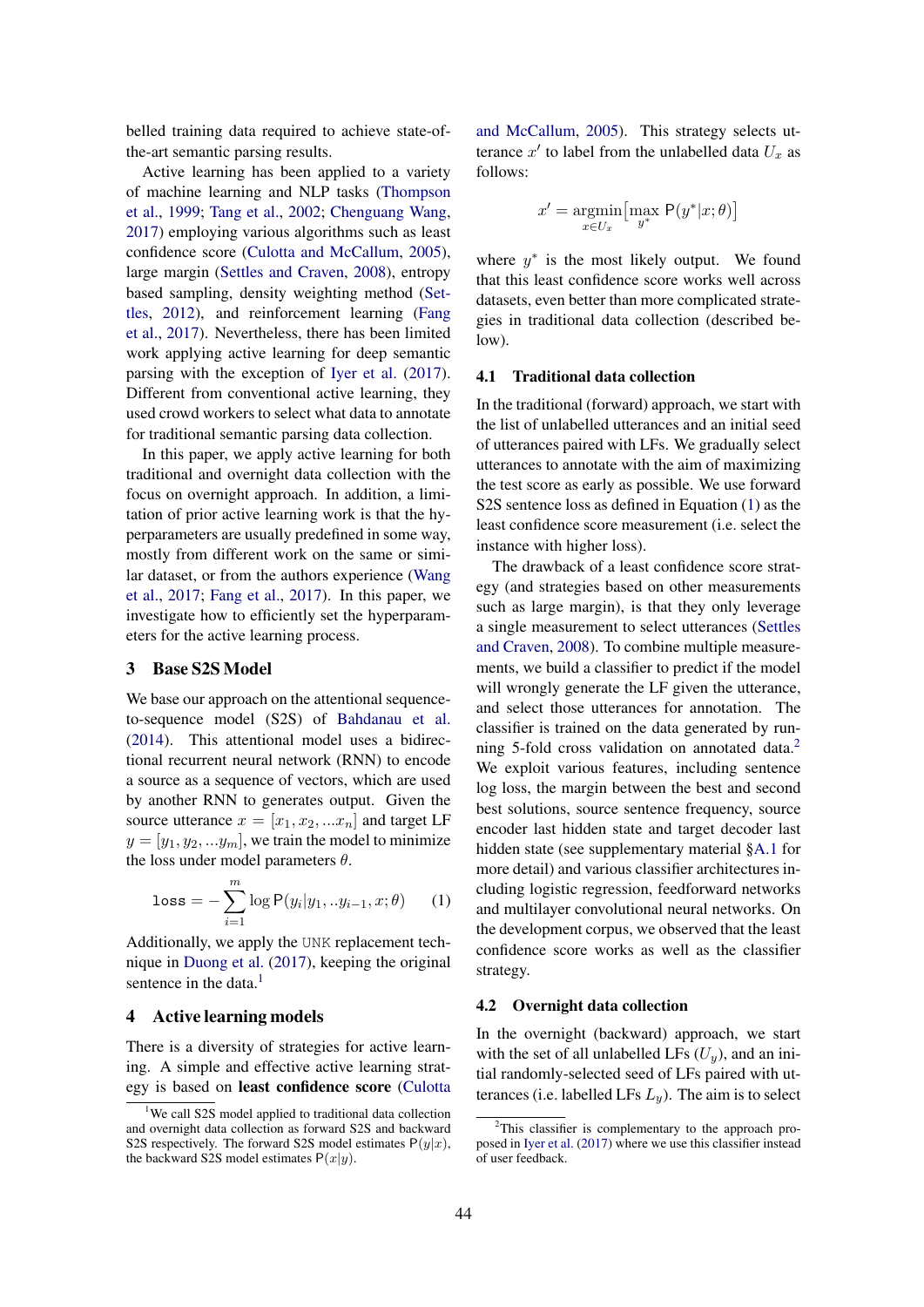belled training data required to achieve state-of-the-art semantic parsing results.

Active learning has been applied to a variety of machine learning and NLP tasks (Thompson et al., 1999; Tang et al., 2002; Chenguang Wang, 2017) employing various algorithms such as least confidence score (Culotta and McCallum, 2005), large margin (Settles and Craven, 2008), entropy based sampling, density weighting method (Settles, 2012), and reinforcement learning (Fang et al., 2017). Nevertheless, there has been limited work applying active learning for deep semantic parsing with the exception of Iyer et al. (2017). Different from conventional active learning, they used crowd workers to select what data to annotate for traditional semantic parsing data collection.

In this paper, we apply active learning for both traditional and overnight data collection with the focus on overnight approach. In addition, a limitation of prior active learning work is that the hyperparameters are usually predefined in some way, mostly from different work on the same or similar dataset, or from the authors experience (Wang et al., 2017; Fang et al., 2017). In this paper, we investigate how to efficiently set the hyperparameters for the active learning process.

## 3 Base S2S Model

We base our approach on the attentional sequence-to-sequence model (S2S) of Bahdanau et al. (2014). This attentional model uses a bidirectional recurrent neural network (RNN) to encode a source as a sequence of vectors, which are used by another RNN to generates output. Given the source utterance $x = [x_1, x_2, ...x_n]$ and target LF $y = [y_1, y_2, ...y_m]$, we train the model to minimize the loss under model parameters $\theta$.

$$\texttt{loss} = -\sum_{i=1}^{m} \log \mathsf{P}(y_i|y_1, ..y_{i-1}, x; \theta) \quad (1)$$

Additionally, we apply the UNK replacement technique in Duong et al. (2017), keeping the original sentence in the data.[1]

## 4 Active learning models

There is a diversity of strategies for active learning. A simple and effective active learning strategy is based on **least confidence score** (Culotta and McCallum, 2005). This strategy selects utterance $x'$ to label from the unlabelled data $U_x$ as follows:

$$x' = \underset{x \in U_x}{\text{argmin}} \big[\max_{y^*} \mathsf{P}(y^*|x; \theta)\big]$$

where $y^*$ is the most likely output. We found that this least confidence score works well across datasets, even better than more complicated strategies in traditional data collection (described below).

### 4.1 Traditional data collection

In the traditional (forward) approach, we start with the list of unlabelled utterances and an initial seed of utterances paired with LFs. We gradually select utterances to annotate with the aim of maximizing the test score as early as possible. We use forward S2S sentence loss as defined in Equation (1) as the least confidence score measurement (i.e. select the instance with higher loss).

The drawback of a least confidence score strategy (and strategies based on other measurements such as large margin), is that they only leverage a single measurement to select utterances (Settles and Craven, 2008). To combine multiple measurements, we build a classifier to predict if the model will wrongly generate the LF given the utterance, and select those utterances for annotation. The classifier is trained on the data generated by running 5-fold cross validation on annotated data.[2] We exploit various features, including sentence log loss, the margin between the best and second best solutions, source sentence frequency, source encoder last hidden state and target decoder last hidden state (see supplementary material §A.1 for more detail) and various classifier architectures including logistic regression, feedforward networks and multilayer convolutional neural networks. On the development corpus, we observed that the least confidence score works as well as the classifier strategy.

### 4.2 Overnight data collection

In the overnight (backward) approach, we start with the set of all unlabelled LFs ($U_y$), and an initial randomly-selected seed of LFs paired with utterances (i.e. labelled LFs $L_y$). The aim is to select

[1] We call S2S model applied to traditional data collection and overnight data collection as forward S2S and backward S2S respectively. The forward S2S model estimates $\mathsf{P}(y|x)$, the backward S2S model estimates $\mathsf{P}(x|y)$.

[2] This classifier is complementary to the approach proposed in Iyer et al. (2017) where we use this classifier instead of user feedback.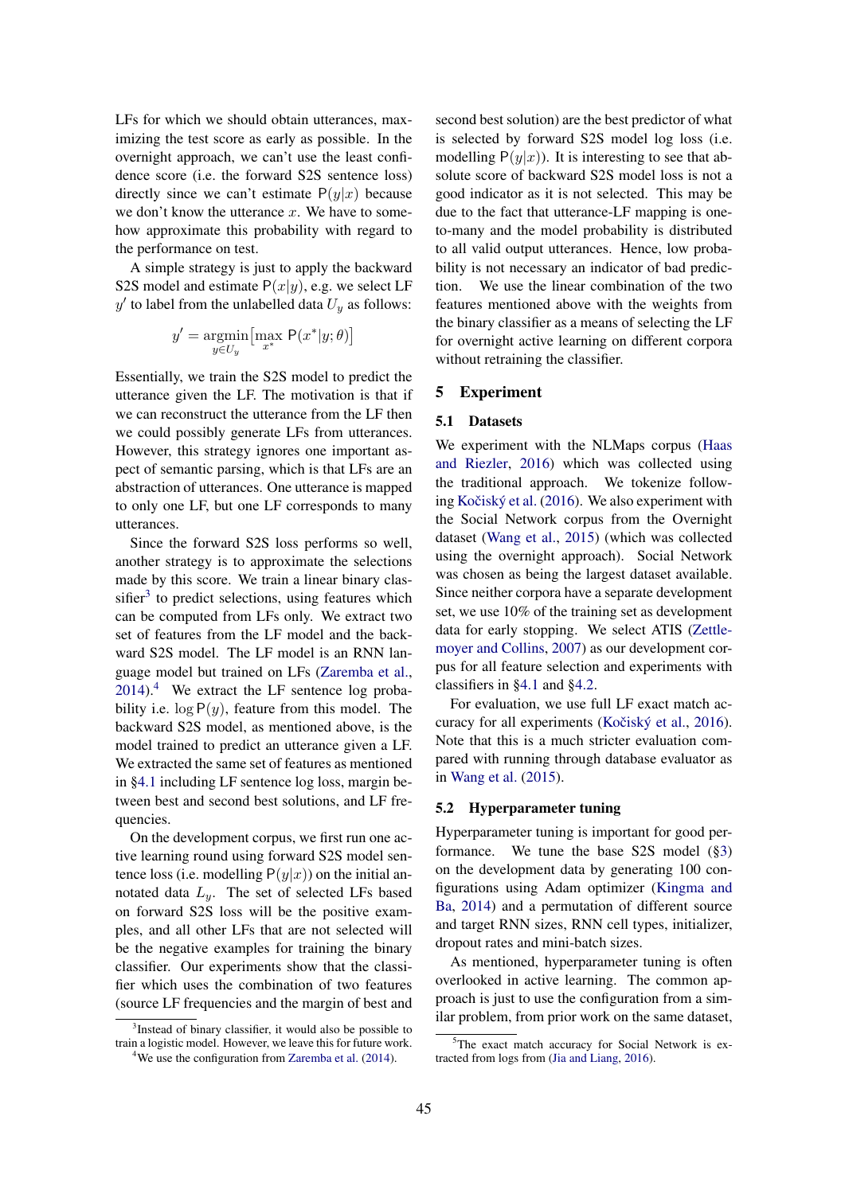LFs for which we should obtain utterances, maximizing the test score as early as possible. In the overnight approach, we can't use the least confidence score (i.e. the forward S2S sentence loss) directly since we can't estimate $\mathsf{P}(y|x)$ because we don't know the utterance $x$. We have to somehow approximate this probability with regard to the performance on test.

A simple strategy is just to apply the backward S2S model and estimate $\mathsf{P}(x|y)$, e.g. we select LF $y'$ to label from the unlabelled data $U_y$ as follows:

$$y' = \underset{y \in U_y}{\operatorname{argmin}} \left[ \max_{x^*} \mathsf{P}(x^*|y; \theta) \right]$$

Essentially, we train the S2S model to predict the utterance given the LF. The motivation is that if we can reconstruct the utterance from the LF then we could possibly generate LFs from utterances. However, this strategy ignores one important aspect of semantic parsing, which is that LFs are an abstraction of utterances. One utterance is mapped to only one LF, but one LF corresponds to many utterances.

Since the forward S2S loss performs so well, another strategy is to approximate the selections made by this score. We train a linear binary classifier[3] to predict selections, using features which can be computed from LFs only. We extract two set of features from the LF model and the backward S2S model. The LF model is an RNN language model but trained on LFs (Zaremba et al., 2014).[4] We extract the LF sentence log probability i.e. $\log \mathsf{P}(y)$, feature from this model. The backward S2S model, as mentioned above, is the model trained to predict an utterance given a LF. We extracted the same set of features as mentioned in §4.1 including LF sentence log loss, margin between best and second best solutions, and LF frequencies.

On the development corpus, we first run one active learning round using forward S2S model sentence loss (i.e. modelling $\mathsf{P}(y|x)$) on the initial annotated data $L_y$. The set of selected LFs based on forward S2S loss will be the positive examples, and all other LFs that are not selected will be the negative examples for training the binary classifier. Our experiments show that the classifier which uses the combination of two features (source LF frequencies and the margin of best and second best solution) are the best predictor of what is selected by forward S2S model log loss (i.e. modelling $\mathsf{P}(y|x)$). It is interesting to see that absolute score of backward S2S model loss is not a good indicator as it is not selected. This may be due to the fact that utterance-LF mapping is one-to-many and the model probability is distributed to all valid output utterances. Hence, low probability is not necessary an indicator of bad prediction. We use the linear combination of the two features mentioned above with the weights from the binary classifier as a means of selecting the LF for overnight active learning on different corpora without retraining the classifier.

## 5 Experiment

### 5.1 Datasets

We experiment with the NLMaps corpus (Haas and Riezler, 2016) which was collected using the traditional approach. We tokenize following Kočiský et al. (2016). We also experiment with the Social Network corpus from the Overnight dataset (Wang et al., 2015) (which was collected using the overnight approach). Social Network was chosen as being the largest dataset available. Since neither corpora have a separate development set, we use 10% of the training set as development data for early stopping. We select ATIS (Zettlemoyer and Collins, 2007) as our development corpus for all feature selection and experiments with classifiers in §4.1 and §4.2.

For evaluation, we use full LF exact match accuracy for all experiments (Kočiský et al., 2016). Note that this is a much stricter evaluation compared with running through database evaluator as in Wang et al. (2015).

### 5.2 Hyperparameter tuning

Hyperparameter tuning is important for good performance. We tune the base S2S model (§3) on the development data by generating 100 configurations using Adam optimizer (Kingma and Ba, 2014) and a permutation of different source and target RNN sizes, RNN cell types, initializer, dropout rates and mini-batch sizes.

As mentioned, hyperparameter tuning is often overlooked in active learning. The common approach is just to use the configuration from a similar problem, from prior work on the same dataset,

[3] Instead of binary classifier, it would also be possible to train a logistic model. However, we leave this for future work.

[4] We use the configuration from Zaremba et al. (2014).

[5] The exact match accuracy for Social Network is extracted from logs from (Jia and Liang, 2016).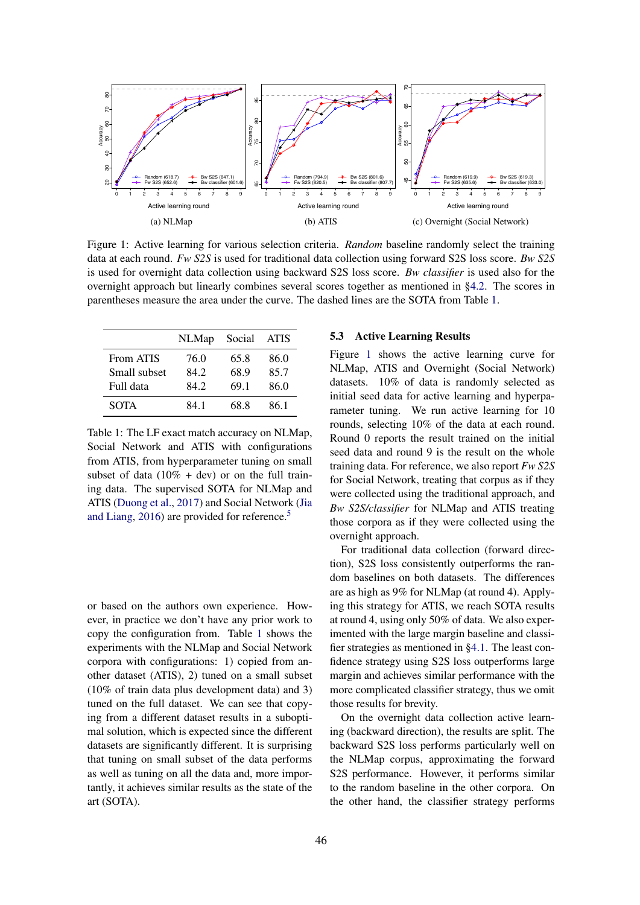(a) NLMap (b) ATIS (c) Overnight (Social Network)

Figure 1: Active learning for various selection criteria. *Random* baseline randomly select the training data at each round. *Fw S2S* is used for traditional data collection using forward S2S loss score. *Bw S2S* is used for overnight data collection using backward S2S loss score. *Bw classifier* is used also for the overnight approach but linearly combines several scores together as mentioned in §4.2. The scores in parentheses measure the area under the curve. The dashed lines are the SOTA from Table 1.

| | NLMap | Social | ATIS |
|---|---|---|---|
| From ATIS | 76.0 | 65.8 | 86.0 |
| Small subset | 84.2 | 68.9 | 85.7 |
| Full data | 84.2 | 69.1 | 86.0 |
| SOTA | 84.1 | 68.8 | 86.1 |

Table 1: The LF exact match accuracy on NLMap, Social Network and ATIS with configurations from ATIS, from hyperparameter tuning on small subset of data (10% + dev) or on the full training data. The supervised SOTA for NLMap and ATIS (Duong et al., 2017) and Social Network (Jia and Liang, 2016) are provided for reference.[5]

or based on the authors own experience. However, in practice we don't have any prior work to copy the configuration from. Table 1 shows the experiments with the NLMap and Social Network corpora with configurations: 1) copied from another dataset (ATIS), 2) tuned on a small subset (10% of train data plus development data) and 3) tuned on the full dataset. We can see that copying from a different dataset results in a suboptimal solution, which is expected since the different datasets are significantly different. It is surprising that tuning on small subset of the data performs as well as tuning on all the data and, more importantly, it achieves similar results as the state of the art (SOTA).

### 5.3 Active Learning Results

Figure 1 shows the active learning curve for NLMap, ATIS and Overnight (Social Network) datasets. 10% of data is randomly selected as initial seed data for active learning and hyperparameter tuning. We run active learning for 10 rounds, selecting 10% of the data at each round. Round 0 reports the result trained on the initial seed data and round 9 is the result on the whole training data. For reference, we also report *Fw S2S* for Social Network, treating that corpus as if they were collected using the traditional approach, and *Bw S2S/classifier* for NLMap and ATIS treating those corpora as if they were collected using the overnight approach.

For traditional data collection (forward direction), S2S loss consistently outperforms the random baselines on both datasets. The differences are as high as 9% for NLMap (at round 4). Applying this strategy for ATIS, we reach SOTA results at round 4, using only 50% of data. We also experimented with the large margin baseline and classifier strategies as mentioned in §4.1. The least confidence strategy using S2S loss outperforms large margin and achieves similar performance with the more complicated classifier strategy, thus we omit those results for brevity.

On the overnight data collection active learning (backward direction), the results are split. The backward S2S loss performs particularly well on the NLMap corpus, approximating the forward S2S performance. However, it performs similar to the random baseline in the other corpora. On the other hand, the classifier strategy performs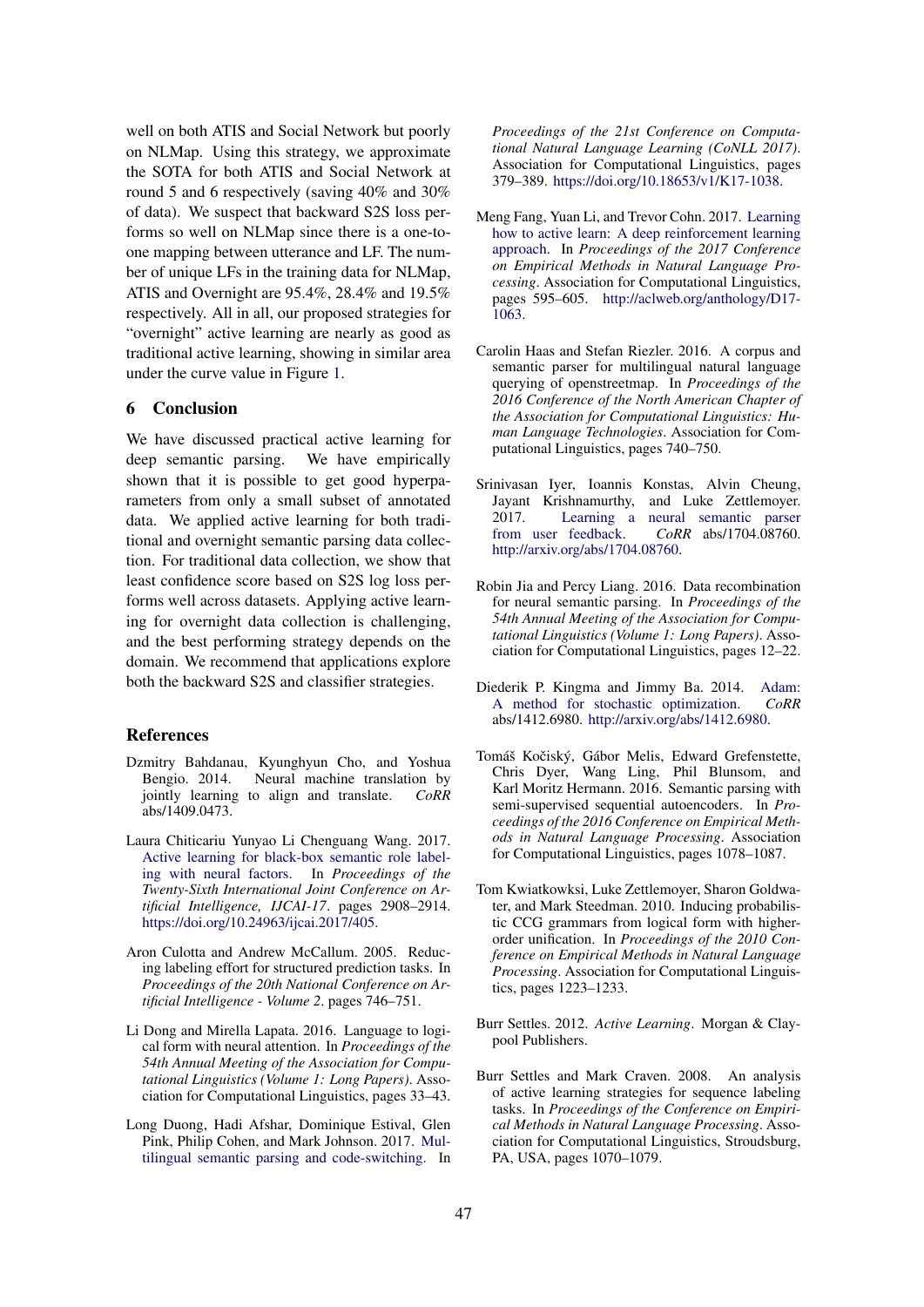well on both ATIS and Social Network but poorly on NLMap. Using this strategy, we approximate the SOTA for both ATIS and Social Network at round 5 and 6 respectively (saving 40% and 30% of data). We suspect that backward S2S loss performs so well on NLMap since there is a one-to-one mapping between utterance and LF. The number of unique LFs in the training data for NLMap, ATIS and Overnight are 95.4%, 28.4% and 19.5% respectively. All in all, our proposed strategies for "overnight" active learning are nearly as good as traditional active learning, showing in similar area under the curve value in Figure 1.

## 6 Conclusion

We have discussed practical active learning for deep semantic parsing. We have empirically shown that it is possible to get good hyperparameters from only a small subset of annotated data. We applied active learning for both traditional and overnight semantic parsing data collection. For traditional data collection, we show that least confidence score based on S2S log loss performs well across datasets. Applying active learning for overnight data collection is challenging, and the best performing strategy depends on the domain. We recommend that applications explore both the backward S2S and classifier strategies.

## References

Dzmitry Bahdanau, Kyunghyun Cho, and Yoshua Bengio. 2014. Neural machine translation by jointly learning to align and translate. *CoRR* abs/1409.0473.

Laura Chiticariu Yunyao Li Chenguang Wang. 2017. Active learning for black-box semantic role labeling with neural factors. In *Proceedings of the Twenty-Sixth International Joint Conference on Artificial Intelligence, IJCAI-17*. pages 2908–2914. https://doi.org/10.24963/ijcai.2017/405.

Aron Culotta and Andrew McCallum. 2005. Reducing labeling effort for structured prediction tasks. In *Proceedings of the 20th National Conference on Artificial Intelligence - Volume 2*. pages 746–751.

Li Dong and Mirella Lapata. 2016. Language to logical form with neural attention. In *Proceedings of the 54th Annual Meeting of the Association for Computational Linguistics (Volume 1: Long Papers)*. Association for Computational Linguistics, pages 33–43.

Long Duong, Hadi Afshar, Dominique Estival, Glen Pink, Philip Cohen, and Mark Johnson. 2017. Multilingual semantic parsing and code-switching. In *Proceedings of the 21st Conference on Computational Natural Language Learning (CoNLL 2017)*. Association for Computational Linguistics, pages 379–389. https://doi.org/10.18653/v1/K17-1038.

Meng Fang, Yuan Li, and Trevor Cohn. 2017. Learning how to active learn: A deep reinforcement learning approach. In *Proceedings of the 2017 Conference on Empirical Methods in Natural Language Processing*. Association for Computational Linguistics, pages 595–605. http://aclweb.org/anthology/D17-1063.

Carolin Haas and Stefan Riezler. 2016. A corpus and semantic parser for multilingual natural language querying of openstreetmap. In *Proceedings of the 2016 Conference of the North American Chapter of the Association for Computational Linguistics: Human Language Technologies*. Association for Computational Linguistics, pages 740–750.

Srinivasan Iyer, Ioannis Konstas, Alvin Cheung, Jayant Krishnamurthy, and Luke Zettlemoyer. 2017. Learning a neural semantic parser from user feedback. *CoRR* abs/1704.08760. http://arxiv.org/abs/1704.08760.

Robin Jia and Percy Liang. 2016. Data recombination for neural semantic parsing. In *Proceedings of the 54th Annual Meeting of the Association for Computational Linguistics (Volume 1: Long Papers)*. Association for Computational Linguistics, pages 12–22.

Diederik P. Kingma and Jimmy Ba. 2014. Adam: A method for stochastic optimization. *CoRR* abs/1412.6980. http://arxiv.org/abs/1412.6980.

Tomáš Kočiský, Gábor Melis, Edward Grefenstette, Chris Dyer, Wang Ling, Phil Blunsom, and Karl Moritz Hermann. 2016. Semantic parsing with semi-supervised sequential autoencoders. In *Proceedings of the 2016 Conference on Empirical Methods in Natural Language Processing*. Association for Computational Linguistics, pages 1078–1087.

Tom Kwiatkowksi, Luke Zettlemoyer, Sharon Goldwater, and Mark Steedman. 2010. Inducing probabilistic CCG grammars from logical form with higher-order unification. In *Proceedings of the 2010 Conference on Empirical Methods in Natural Language Processing*. Association for Computational Linguistics, pages 1223–1233.

Burr Settles. 2012. *Active Learning*. Morgan & Claypool Publishers.

Burr Settles and Mark Craven. 2008. An analysis of active learning strategies for sequence labeling tasks. In *Proceedings of the Conference on Empirical Methods in Natural Language Processing*. Association for Computational Linguistics, Stroudsburg, PA, USA, pages 1070–1079.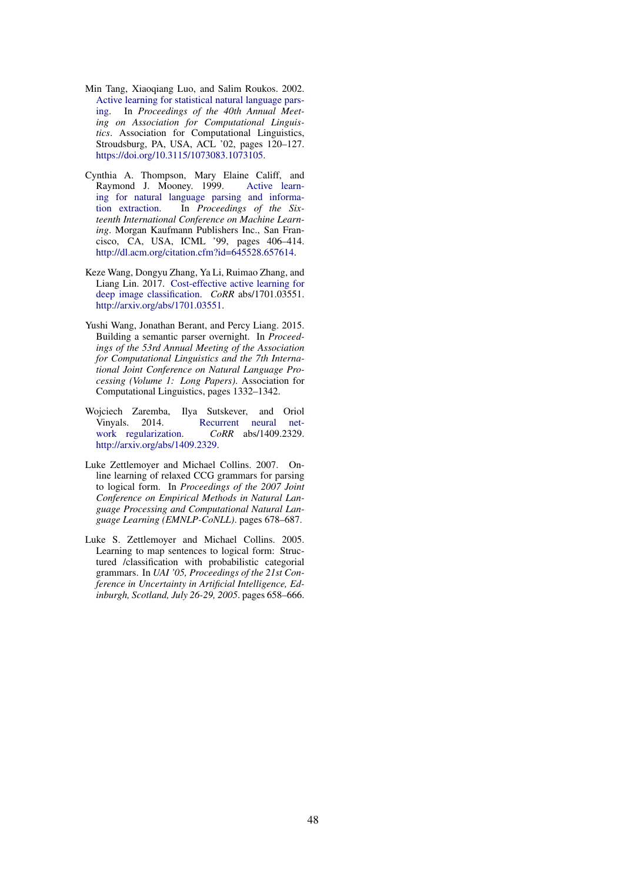Min Tang, Xiaoqiang Luo, and Salim Roukos. 2002. Active learning for statistical natural language parsing. In *Proceedings of the 40th Annual Meeting on Association for Computational Linguistics*. Association for Computational Linguistics, Stroudsburg, PA, USA, ACL '02, pages 120–127. https://doi.org/10.3115/1073083.1073105.

Cynthia A. Thompson, Mary Elaine Califf, and Raymond J. Mooney. 1999. Active learning for natural language parsing and information extraction. In *Proceedings of the Sixteenth International Conference on Machine Learning*. Morgan Kaufmann Publishers Inc., San Francisco, CA, USA, ICML '99, pages 406–414. http://dl.acm.org/citation.cfm?id=645528.657614.

Keze Wang, Dongyu Zhang, Ya Li, Ruimao Zhang, and Liang Lin. 2017. Cost-effective active learning for deep image classification. *CoRR* abs/1701.03551. http://arxiv.org/abs/1701.03551.

Yushi Wang, Jonathan Berant, and Percy Liang. 2015. Building a semantic parser overnight. In *Proceedings of the 53rd Annual Meeting of the Association for Computational Linguistics and the 7th International Joint Conference on Natural Language Processing (Volume 1: Long Papers)*. Association for Computational Linguistics, pages 1332–1342.

Wojciech Zaremba, Ilya Sutskever, and Oriol Vinyals. 2014. Recurrent neural network regularization. *CoRR* abs/1409.2329. http://arxiv.org/abs/1409.2329.

Luke Zettlemoyer and Michael Collins. 2007. Online learning of relaxed CCG grammars for parsing to logical form. In *Proceedings of the 2007 Joint Conference on Empirical Methods in Natural Language Processing and Computational Natural Language Learning (EMNLP-CoNLL)*. pages 678–687.

Luke S. Zettlemoyer and Michael Collins. 2005. Learning to map sentences to logical form: Structured /classification with probabilistic categorial grammars. In *UAI '05, Proceedings of the 21st Conference in Uncertainty in Artificial Intelligence, Edinburgh, Scotland, July 26-29, 2005*. pages 658–666.